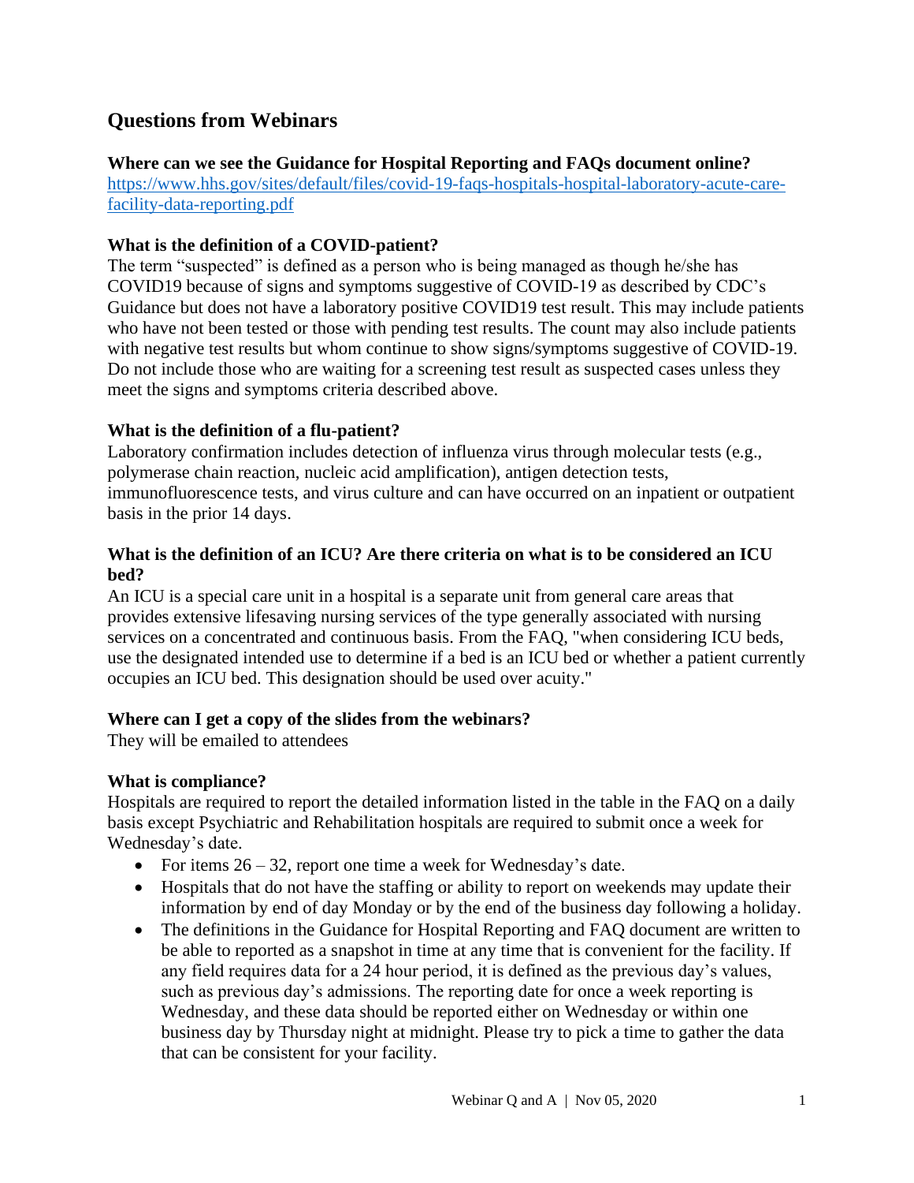# Questions from Webinars

**Where can we see the Guidance for Hospital Reporting and FAQs document online?**
[https://www.hhs.gov/sites/default/files/covid-19-faqs-hospitals-hospital-laboratory-acute-care-facility-data-reporting.pdf](https://www.hhs.gov/sites/default/files/covid-19-faqs-hospitals-hospital-laboratory-acute-care-facility-data-reporting.pdf)

**What is the definition of a COVID-patient?**
The term "suspected" is defined as a person who is being managed as though he/she has COVID19 because of signs and symptoms suggestive of COVID-19 as described by CDC's Guidance but does not have a laboratory positive COVID19 test result. This may include patients who have not been tested or those with pending test results. The count may also include patients with negative test results but whom continue to show signs/symptoms suggestive of COVID-19. Do not include those who are waiting for a screening test result as suspected cases unless they meet the signs and symptoms criteria described above.

**What is the definition of a flu-patient?**
Laboratory confirmation includes detection of influenza virus through molecular tests (e.g., polymerase chain reaction, nucleic acid amplification), antigen detection tests, immunofluorescence tests, and virus culture and can have occurred on an inpatient or outpatient basis in the prior 14 days.

**What is the definition of an ICU? Are there criteria on what is to be considered an ICU bed?**
An ICU is a special care unit in a hospital is a separate unit from general care areas that provides extensive lifesaving nursing services of the type generally associated with nursing services on a concentrated and continuous basis. From the FAQ, "when considering ICU beds, use the designated intended use to determine if a bed is an ICU bed or whether a patient currently occupies an ICU bed. This designation should be used over acuity."

**Where can I get a copy of the slides from the webinars?**
They will be emailed to attendees

**What is compliance?**
Hospitals are required to report the detailed information listed in the table in the FAQ on a daily basis except Psychiatric and Rehabilitation hospitals are required to submit once a week for Wednesday's date.

- For items 26 – 32, report one time a week for Wednesday's date.
- Hospitals that do not have the staffing or ability to report on weekends may update their information by end of day Monday or by the end of the business day following a holiday.
- The definitions in the Guidance for Hospital Reporting and FAQ document are written to be able to reported as a snapshot in time at any time that is convenient for the facility. If any field requires data for a 24 hour period, it is defined as the previous day's values, such as previous day's admissions. The reporting date for once a week reporting is Wednesday, and these data should be reported either on Wednesday or within one business day by Thursday night at midnight. Please try to pick a time to gather the data that can be consistent for your facility.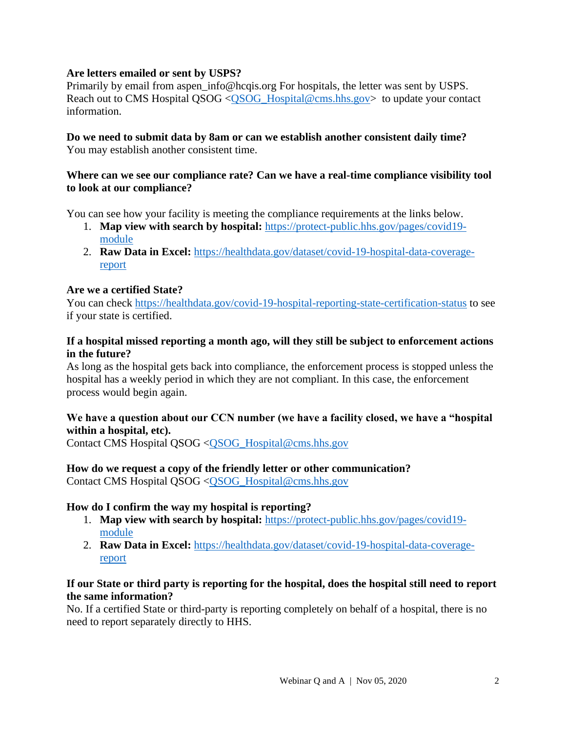**Are letters emailed or sent by USPS?**
Primarily by email from aspen_info@hcqis.org For hospitals, the letter was sent by USPS. Reach out to CMS Hospital QSOG <QSOG_Hospital@cms.hhs.gov> to update your contact information.

**Do we need to submit data by 8am or can we establish another consistent daily time?**
You may establish another consistent time.

**Where can we see our compliance rate? Can we have a real-time compliance visibility tool to look at our compliance?**

You can see how your facility is meeting the compliance requirements at the links below.

1. **Map view with search by hospital:** https://protect-public.hhs.gov/pages/covid19-module
2. **Raw Data in Excel:** https://healthdata.gov/dataset/covid-19-hospital-data-coverage-report

**Are we a certified State?**
You can check https://healthdata.gov/covid-19-hospital-reporting-state-certification-status to see if your state is certified.

**If a hospital missed reporting a month ago, will they still be subject to enforcement actions in the future?**
As long as the hospital gets back into compliance, the enforcement process is stopped unless the hospital has a weekly period in which they are not compliant. In this case, the enforcement process would begin again.

**We have a question about our CCN number (we have a facility closed, we have a "hospital within a hospital, etc).**
Contact CMS Hospital QSOG <QSOG_Hospital@cms.hhs.gov

**How do we request a copy of the friendly letter or other communication?**
Contact CMS Hospital QSOG <QSOG_Hospital@cms.hhs.gov

**How do I confirm the way my hospital is reporting?**

1. **Map view with search by hospital:** https://protect-public.hhs.gov/pages/covid19-module
2. **Raw Data in Excel:** https://healthdata.gov/dataset/covid-19-hospital-data-coverage-report

**If our State or third party is reporting for the hospital, does the hospital still need to report the same information?**
No. If a certified State or third-party is reporting completely on behalf of a hospital, there is no need to report separately directly to HHS.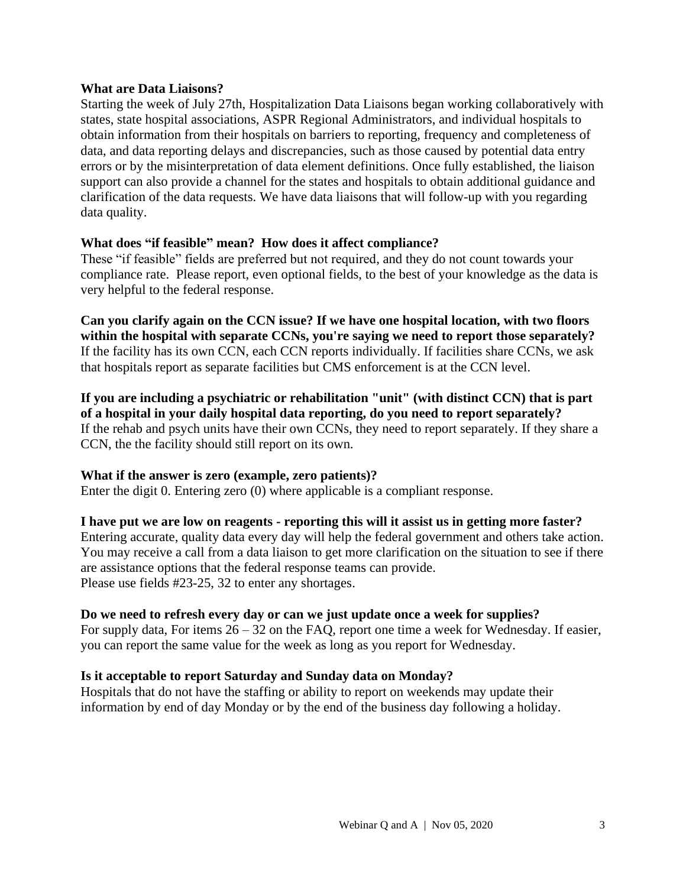**What are Data Liaisons?**

Starting the week of July 27th, Hospitalization Data Liaisons began working collaboratively with states, state hospital associations, ASPR Regional Administrators, and individual hospitals to obtain information from their hospitals on barriers to reporting, frequency and completeness of data, and data reporting delays and discrepancies, such as those caused by potential data entry errors or by the misinterpretation of data element definitions. Once fully established, the liaison support can also provide a channel for the states and hospitals to obtain additional guidance and clarification of the data requests. We have data liaisons that will follow-up with you regarding data quality.

**What does "if feasible" mean? How does it affect compliance?**

These "if feasible" fields are preferred but not required, and they do not count towards your compliance rate. Please report, even optional fields, to the best of your knowledge as the data is very helpful to the federal response.

**Can you clarify again on the CCN issue? If we have one hospital location, with two floors within the hospital with separate CCNs, you're saying we need to report those separately?**

If the facility has its own CCN, each CCN reports individually. If facilities share CCNs, we ask that hospitals report as separate facilities but CMS enforcement is at the CCN level.

**If you are including a psychiatric or rehabilitation "unit" (with distinct CCN) that is part of a hospital in your daily hospital data reporting, do you need to report separately?**

If the rehab and psych units have their own CCNs, they need to report separately. If they share a CCN, the the facility should still report on its own.

**What if the answer is zero (example, zero patients)?**

Enter the digit 0. Entering zero (0) where applicable is a compliant response.

**I have put we are low on reagents - reporting this will it assist us in getting more faster?**

Entering accurate, quality data every day will help the federal government and others take action. You may receive a call from a data liaison to get more clarification on the situation to see if there are assistance options that the federal response teams can provide.
Please use fields #23-25, 32 to enter any shortages.

**Do we need to refresh every day or can we just update once a week for supplies?**

For supply data, For items 26 – 32 on the FAQ, report one time a week for Wednesday. If easier, you can report the same value for the week as long as you report for Wednesday.

**Is it acceptable to report Saturday and Sunday data on Monday?**

Hospitals that do not have the staffing or ability to report on weekends may update their information by end of day Monday or by the end of the business day following a holiday.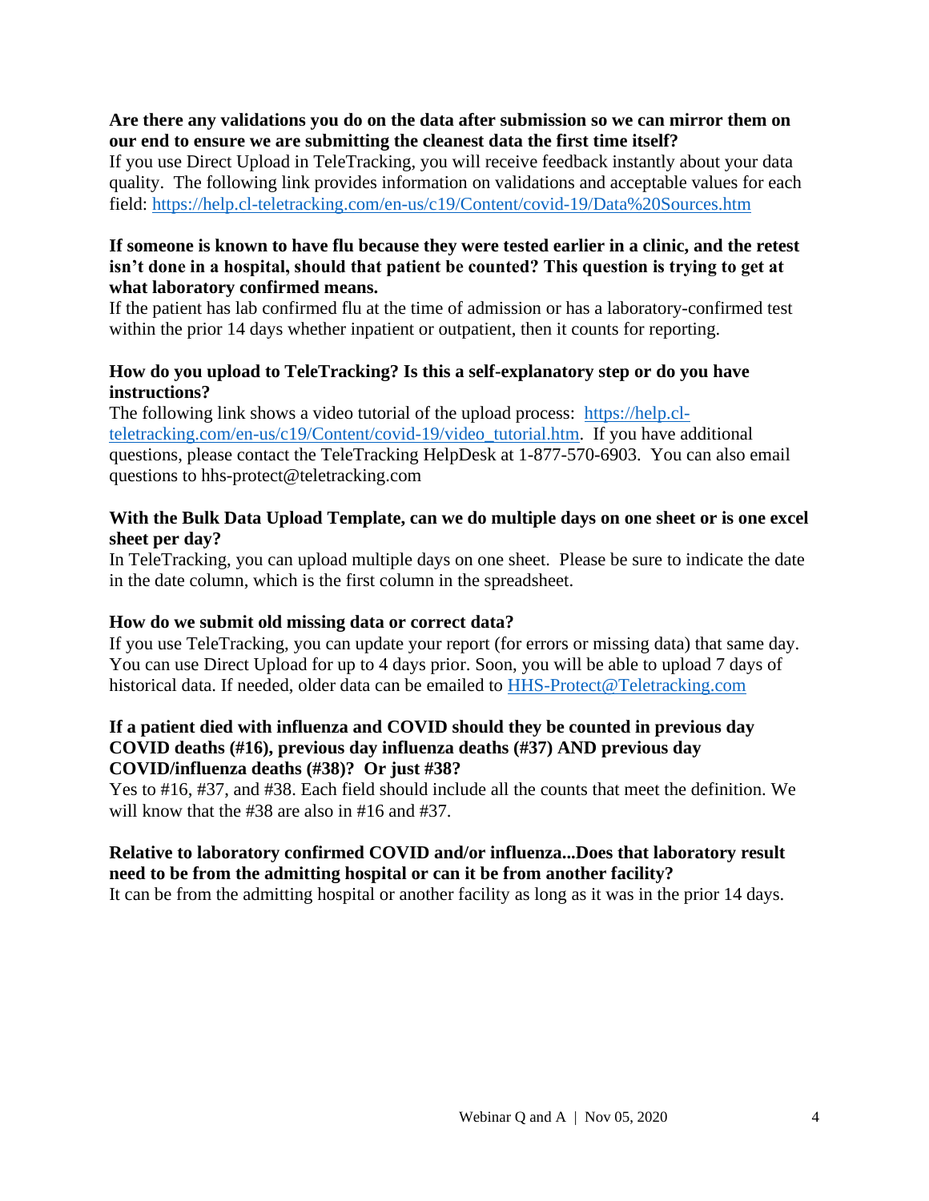**Are there any validations you do on the data after submission so we can mirror them on our end to ensure we are submitting the cleanest data the first time itself?**

If you use Direct Upload in TeleTracking, you will receive feedback instantly about your data quality. The following link provides information on validations and acceptable values for each field: https://help.cl-teletracking.com/en-us/c19/Content/covid-19/Data%20Sources.htm

**If someone is known to have flu because they were tested earlier in a clinic, and the retest isn't done in a hospital, should that patient be counted? This question is trying to get at what laboratory confirmed means.**

If the patient has lab confirmed flu at the time of admission or has a laboratory-confirmed test within the prior 14 days whether inpatient or outpatient, then it counts for reporting.

**How do you upload to TeleTracking? Is this a self-explanatory step or do you have instructions?**

The following link shows a video tutorial of the upload process: https://help.cl-teletracking.com/en-us/c19/Content/covid-19/video_tutorial.htm. If you have additional questions, please contact the TeleTracking HelpDesk at 1-877-570-6903. You can also email questions to hhs-protect@teletracking.com

**With the Bulk Data Upload Template, can we do multiple days on one sheet or is one excel sheet per day?**

In TeleTracking, you can upload multiple days on one sheet. Please be sure to indicate the date in the date column, which is the first column in the spreadsheet.

**How do we submit old missing data or correct data?**

If you use TeleTracking, you can update your report (for errors or missing data) that same day. You can use Direct Upload for up to 4 days prior. Soon, you will be able to upload 7 days of historical data. If needed, older data can be emailed to HHS-Protect@Teletracking.com

**If a patient died with influenza and COVID should they be counted in previous day COVID deaths (#16), previous day influenza deaths (#37) AND previous day COVID/influenza deaths (#38)? Or just #38?**

Yes to #16, #37, and #38. Each field should include all the counts that meet the definition. We will know that the #38 are also in #16 and #37.

**Relative to laboratory confirmed COVID and/or influenza...Does that laboratory result need to be from the admitting hospital or can it be from another facility?**

It can be from the admitting hospital or another facility as long as it was in the prior 14 days.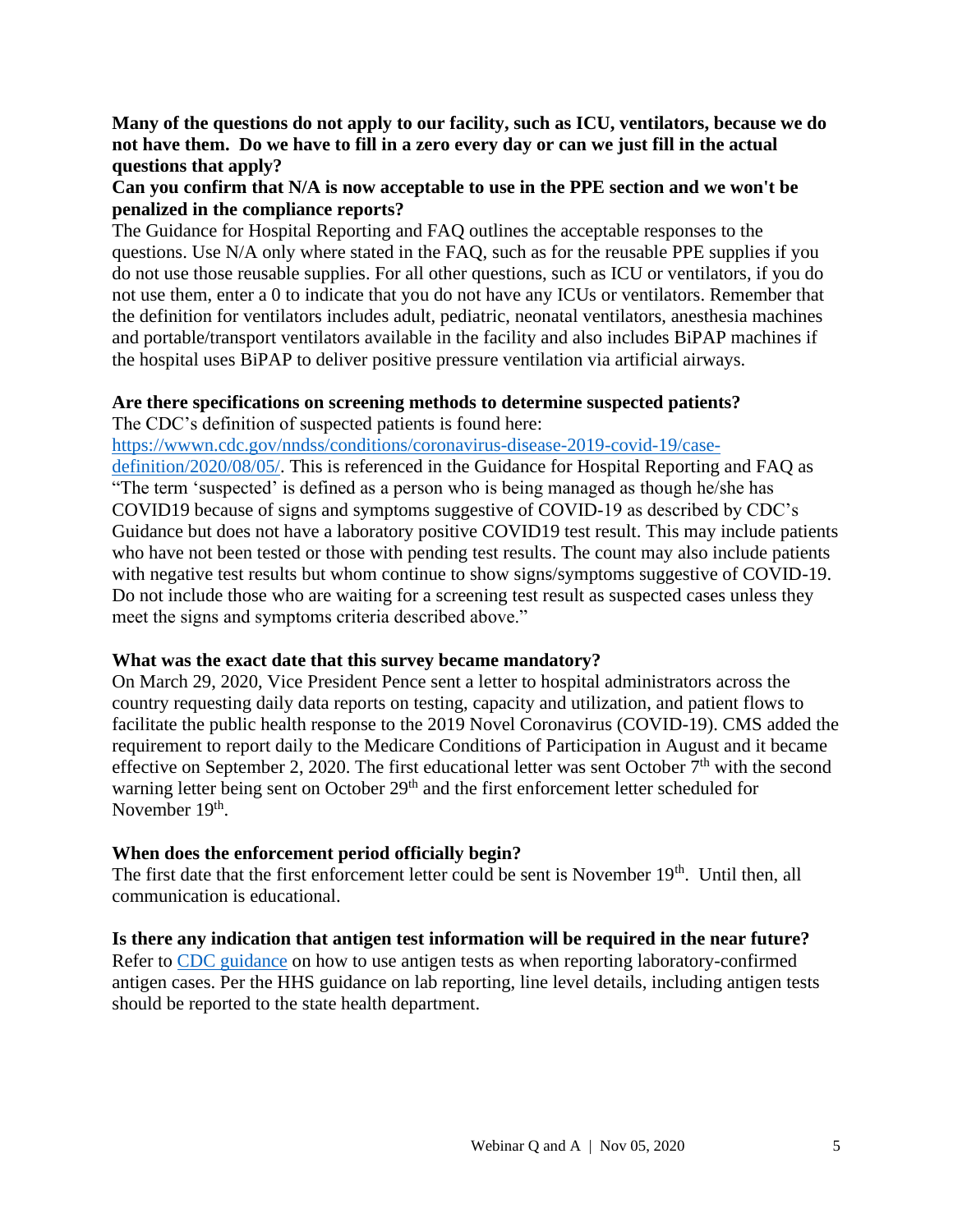**Many of the questions do not apply to our facility, such as ICU, ventilators, because we do not have them. Do we have to fill in a zero every day or can we just fill in the actual questions that apply?**

**Can you confirm that N/A is now acceptable to use in the PPE section and we won't be penalized in the compliance reports?**

The Guidance for Hospital Reporting and FAQ outlines the acceptable responses to the questions. Use N/A only where stated in the FAQ, such as for the reusable PPE supplies if you do not use those reusable supplies. For all other questions, such as ICU or ventilators, if you do not use them, enter a 0 to indicate that you do not have any ICUs or ventilators. Remember that the definition for ventilators includes adult, pediatric, neonatal ventilators, anesthesia machines and portable/transport ventilators available in the facility and also includes BiPAP machines if the hospital uses BiPAP to deliver positive pressure ventilation via artificial airways.

**Are there specifications on screening methods to determine suspected patients?**

The CDC's definition of suspected patients is found here: [https://wwwn.cdc.gov/nndss/conditions/coronavirus-disease-2019-covid-19/case-definition/2020/08/05/](https://wwwn.cdc.gov/nndss/conditions/coronavirus-disease-2019-covid-19/case-definition/2020/08/05/). This is referenced in the Guidance for Hospital Reporting and FAQ as "The term 'suspected' is defined as a person who is being managed as though he/she has COVID19 because of signs and symptoms suggestive of COVID-19 as described by CDC's Guidance but does not have a laboratory positive COVID19 test result. This may include patients who have not been tested or those with pending test results. The count may also include patients with negative test results but whom continue to show signs/symptoms suggestive of COVID-19. Do not include those who are waiting for a screening test result as suspected cases unless they meet the signs and symptoms criteria described above."

**What was the exact date that this survey became mandatory?**

On March 29, 2020, Vice President Pence sent a letter to hospital administrators across the country requesting daily data reports on testing, capacity and utilization, and patient flows to facilitate the public health response to the 2019 Novel Coronavirus (COVID-19). CMS added the requirement to report daily to the Medicare Conditions of Participation in August and it became effective on September 2, 2020. The first educational letter was sent October 7th with the second warning letter being sent on October 29th and the first enforcement letter scheduled for November 19th.

**When does the enforcement period officially begin?**

The first date that the first enforcement letter could be sent is November 19th. Until then, all communication is educational.

**Is there any indication that antigen test information will be required in the near future?**

Refer to [CDC guidance]() on how to use antigen tests as when reporting laboratory-confirmed antigen cases. Per the HHS guidance on lab reporting, line level details, including antigen tests should be reported to the state health department.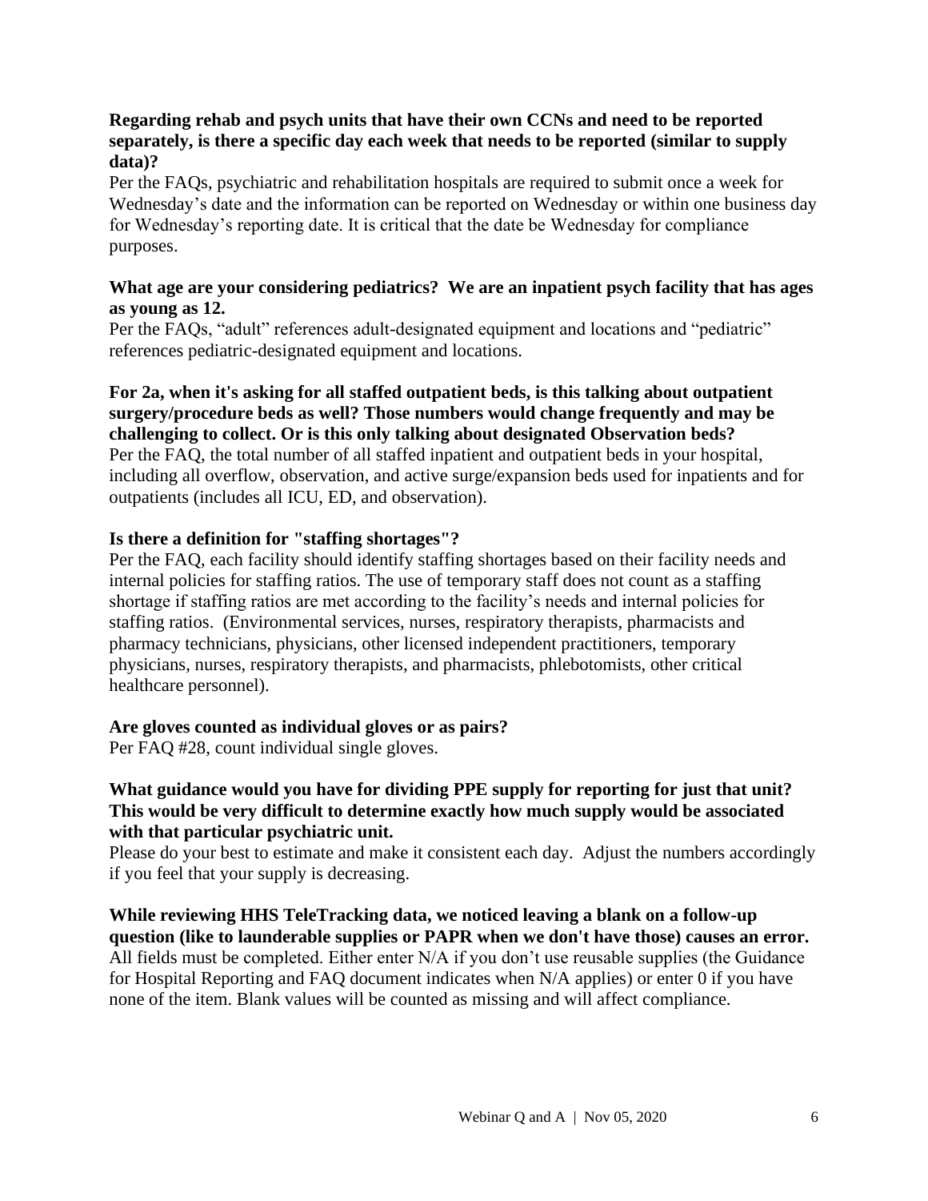**Regarding rehab and psych units that have their own CCNs and need to be reported separately, is there a specific day each week that needs to be reported (similar to supply data)?**

Per the FAQs, psychiatric and rehabilitation hospitals are required to submit once a week for Wednesday's date and the information can be reported on Wednesday or within one business day for Wednesday's reporting date. It is critical that the date be Wednesday for compliance purposes.

**What age are your considering pediatrics? We are an inpatient psych facility that has ages as young as 12.**

Per the FAQs, "adult" references adult-designated equipment and locations and "pediatric" references pediatric-designated equipment and locations.

**For 2a, when it's asking for all staffed outpatient beds, is this talking about outpatient surgery/procedure beds as well? Those numbers would change frequently and may be challenging to collect. Or is this only talking about designated Observation beds?**

Per the FAQ, the total number of all staffed inpatient and outpatient beds in your hospital, including all overflow, observation, and active surge/expansion beds used for inpatients and for outpatients (includes all ICU, ED, and observation).

**Is there a definition for "staffing shortages"?**

Per the FAQ, each facility should identify staffing shortages based on their facility needs and internal policies for staffing ratios. The use of temporary staff does not count as a staffing shortage if staffing ratios are met according to the facility's needs and internal policies for staffing ratios. (Environmental services, nurses, respiratory therapists, pharmacists and pharmacy technicians, physicians, other licensed independent practitioners, temporary physicians, nurses, respiratory therapists, and pharmacists, phlebotomists, other critical healthcare personnel).

**Are gloves counted as individual gloves or as pairs?**

Per FAQ #28, count individual single gloves.

**What guidance would you have for dividing PPE supply for reporting for just that unit? This would be very difficult to determine exactly how much supply would be associated with that particular psychiatric unit.**

Please do your best to estimate and make it consistent each day. Adjust the numbers accordingly if you feel that your supply is decreasing.

**While reviewing HHS TeleTracking data, we noticed leaving a blank on a follow-up question (like to launderable supplies or PAPR when we don't have those) causes an error.**

All fields must be completed. Either enter N/A if you don't use reusable supplies (the Guidance for Hospital Reporting and FAQ document indicates when N/A applies) or enter 0 if you have none of the item. Blank values will be counted as missing and will affect compliance.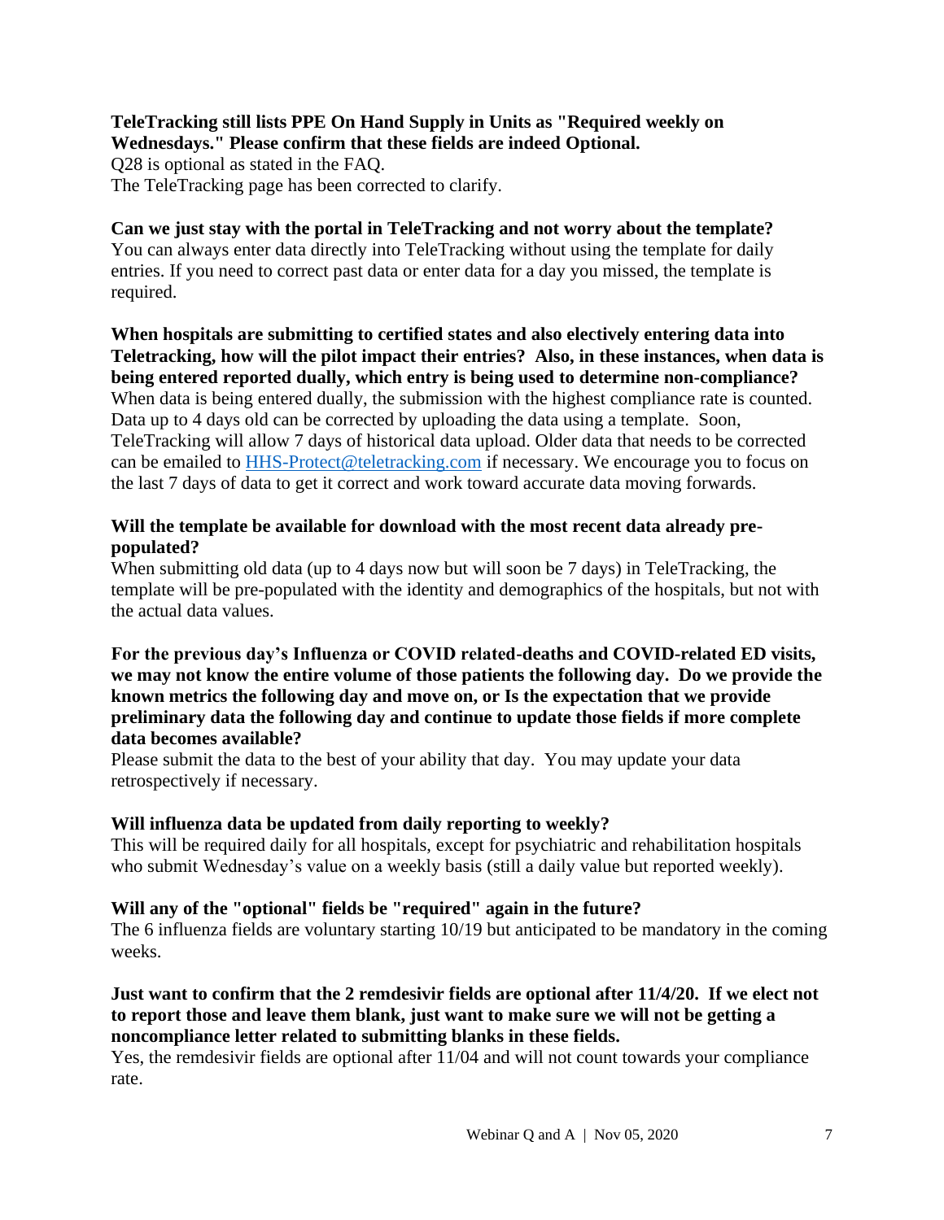**TeleTracking still lists PPE On Hand Supply in Units as "Required weekly on Wednesdays." Please confirm that these fields are indeed Optional.**

Q28 is optional as stated in the FAQ.

The TeleTracking page has been corrected to clarify.

**Can we just stay with the portal in TeleTracking and not worry about the template?**

You can always enter data directly into TeleTracking without using the template for daily entries. If you need to correct past data or enter data for a day you missed, the template is required.

**When hospitals are submitting to certified states and also electively entering data into Teletracking, how will the pilot impact their entries? Also, in these instances, when data is being entered reported dually, which entry is being used to determine non-compliance?**

When data is being entered dually, the submission with the highest compliance rate is counted. Data up to 4 days old can be corrected by uploading the data using a template. Soon, TeleTracking will allow 7 days of historical data upload. Older data that needs to be corrected can be emailed to [HHS-Protect@teletracking.com](mailto:HHS-Protect@teletracking.com) if necessary. We encourage you to focus on the last 7 days of data to get it correct and work toward accurate data moving forwards.

**Will the template be available for download with the most recent data already pre-populated?**

When submitting old data (up to 4 days now but will soon be 7 days) in TeleTracking, the template will be pre-populated with the identity and demographics of the hospitals, but not with the actual data values.

**For the previous day's Influenza or COVID related-deaths and COVID-related ED visits, we may not know the entire volume of those patients the following day. Do we provide the known metrics the following day and move on, or Is the expectation that we provide preliminary data the following day and continue to update those fields if more complete data becomes available?**

Please submit the data to the best of your ability that day. You may update your data retrospectively if necessary.

**Will influenza data be updated from daily reporting to weekly?**

This will be required daily for all hospitals, except for psychiatric and rehabilitation hospitals who submit Wednesday's value on a weekly basis (still a daily value but reported weekly).

**Will any of the "optional" fields be "required" again in the future?**

The 6 influenza fields are voluntary starting 10/19 but anticipated to be mandatory in the coming weeks.

**Just want to confirm that the 2 remdesivir fields are optional after 11/4/20. If we elect not to report those and leave them blank, just want to make sure we will not be getting a noncompliance letter related to submitting blanks in these fields.**

Yes, the remdesivir fields are optional after 11/04 and will not count towards your compliance rate.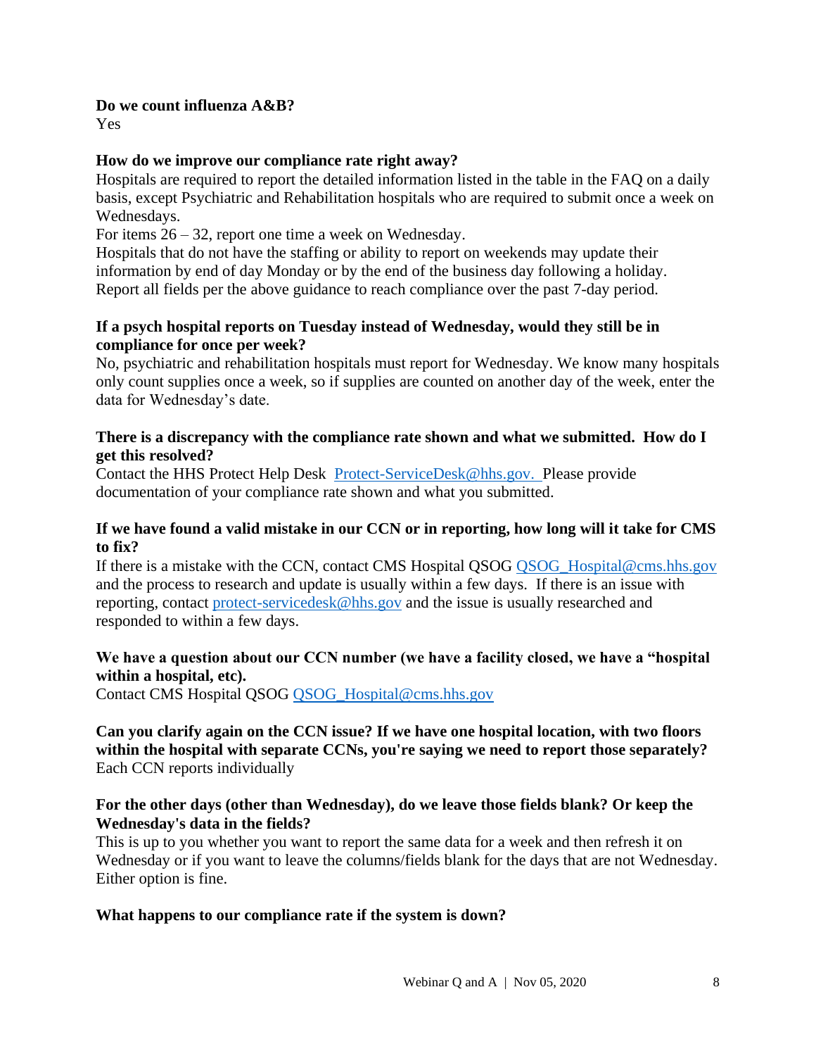**Do we count influenza A&B?**

Yes

**How do we improve our compliance rate right away?**

Hospitals are required to report the detailed information listed in the table in the FAQ on a daily basis, except Psychiatric and Rehabilitation hospitals who are required to submit once a week on Wednesdays.

For items 26 – 32, report one time a week on Wednesday.

Hospitals that do not have the staffing or ability to report on weekends may update their information by end of day Monday or by the end of the business day following a holiday.

Report all fields per the above guidance to reach compliance over the past 7-day period.

**If a psych hospital reports on Tuesday instead of Wednesday, would they still be in compliance for once per week?**

No, psychiatric and rehabilitation hospitals must report for Wednesday. We know many hospitals only count supplies once a week, so if supplies are counted on another day of the week, enter the data for Wednesday's date.

**There is a discrepancy with the compliance rate shown and what we submitted. How do I get this resolved?**

Contact the HHS Protect Help Desk Protect-ServiceDesk@hhs.gov. Please provide documentation of your compliance rate shown and what you submitted.

**If we have found a valid mistake in our CCN or in reporting, how long will it take for CMS to fix?**

If there is a mistake with the CCN, contact CMS Hospital QSOG QSOG_Hospital@cms.hhs.gov and the process to research and update is usually within a few days. If there is an issue with reporting, contact protect-servicedesk@hhs.gov and the issue is usually researched and responded to within a few days.

**We have a question about our CCN number (we have a facility closed, we have a "hospital within a hospital, etc).**

Contact CMS Hospital QSOG QSOG_Hospital@cms.hhs.gov

**Can you clarify again on the CCN issue? If we have one hospital location, with two floors within the hospital with separate CCNs, you're saying we need to report those separately?**

Each CCN reports individually

**For the other days (other than Wednesday), do we leave those fields blank? Or keep the Wednesday's data in the fields?**

This is up to you whether you want to report the same data for a week and then refresh it on Wednesday or if you want to leave the columns/fields blank for the days that are not Wednesday. Either option is fine.

**What happens to our compliance rate if the system is down?**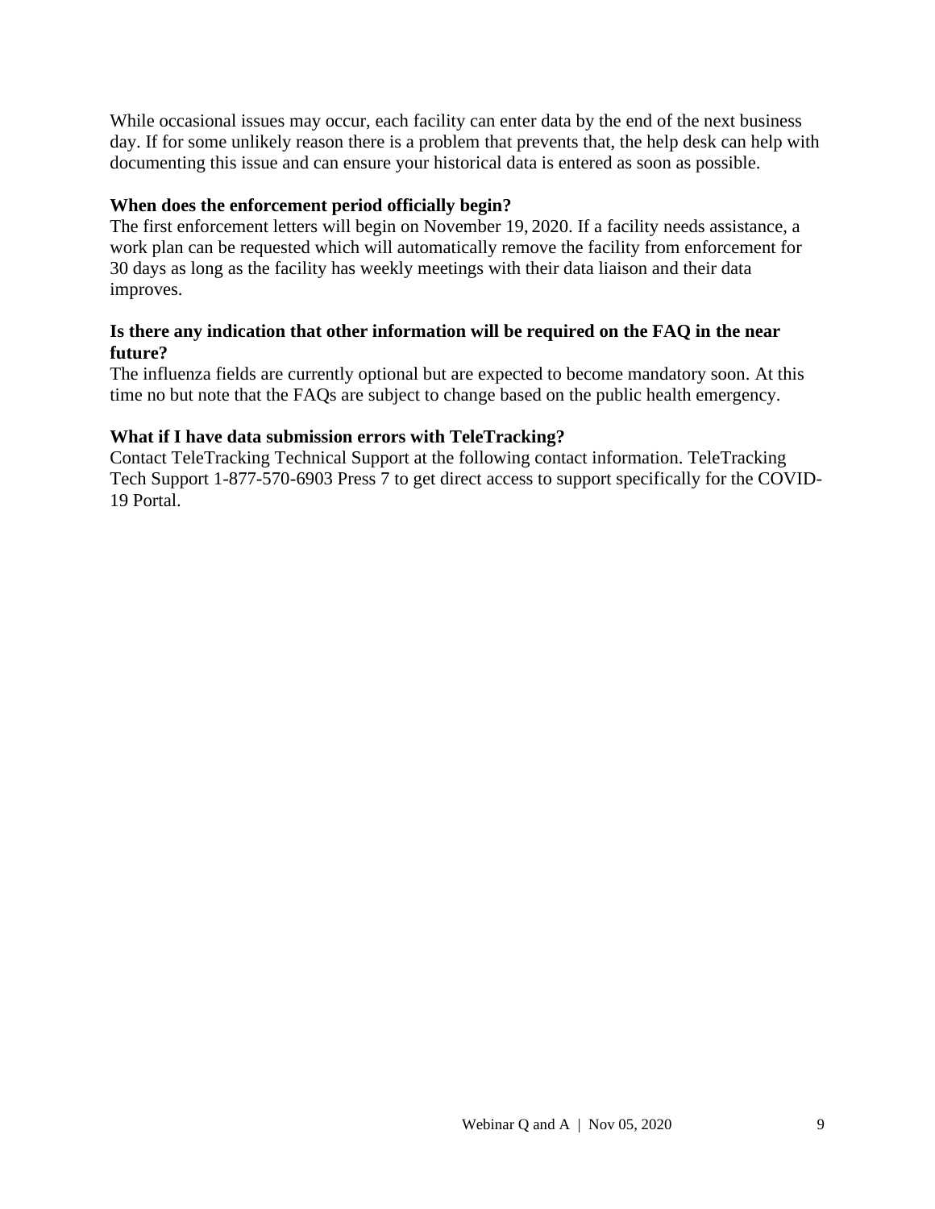While occasional issues may occur, each facility can enter data by the end of the next business day. If for some unlikely reason there is a problem that prevents that, the help desk can help with documenting this issue and can ensure your historical data is entered as soon as possible.

**When does the enforcement period officially begin?**

The first enforcement letters will begin on November 19, 2020. If a facility needs assistance, a work plan can be requested which will automatically remove the facility from enforcement for 30 days as long as the facility has weekly meetings with their data liaison and their data improves.

**Is there any indication that other information will be required on the FAQ in the near future?**

The influenza fields are currently optional but are expected to become mandatory soon. At this time no but note that the FAQs are subject to change based on the public health emergency.

**What if I have data submission errors with TeleTracking?**

Contact TeleTracking Technical Support at the following contact information. TeleTracking Tech Support 1-877-570-6903 Press 7 to get direct access to support specifically for the COVID-19 Portal.